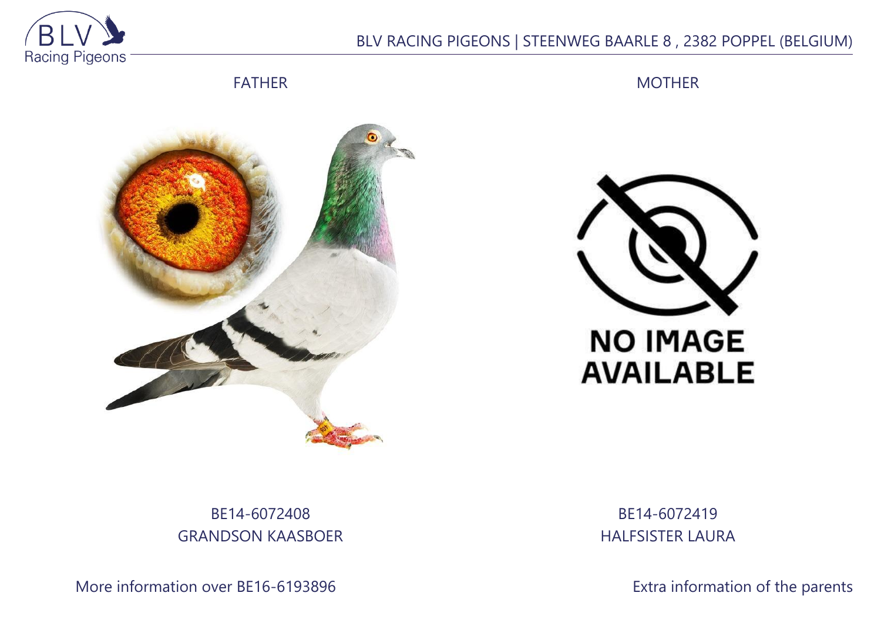BLV RACING PIGEONS | STEENWEG BAARLE 8 , 2382 POPPEL (BELGIUM)

| FATHER | MOTHER |
| --- | --- |
| BE14-6072408 | BE14-6072419 |
| GRANDSON KAASBOER | HALFSISTER LAURA |

More information over BE16-6193896

Extra information of the parents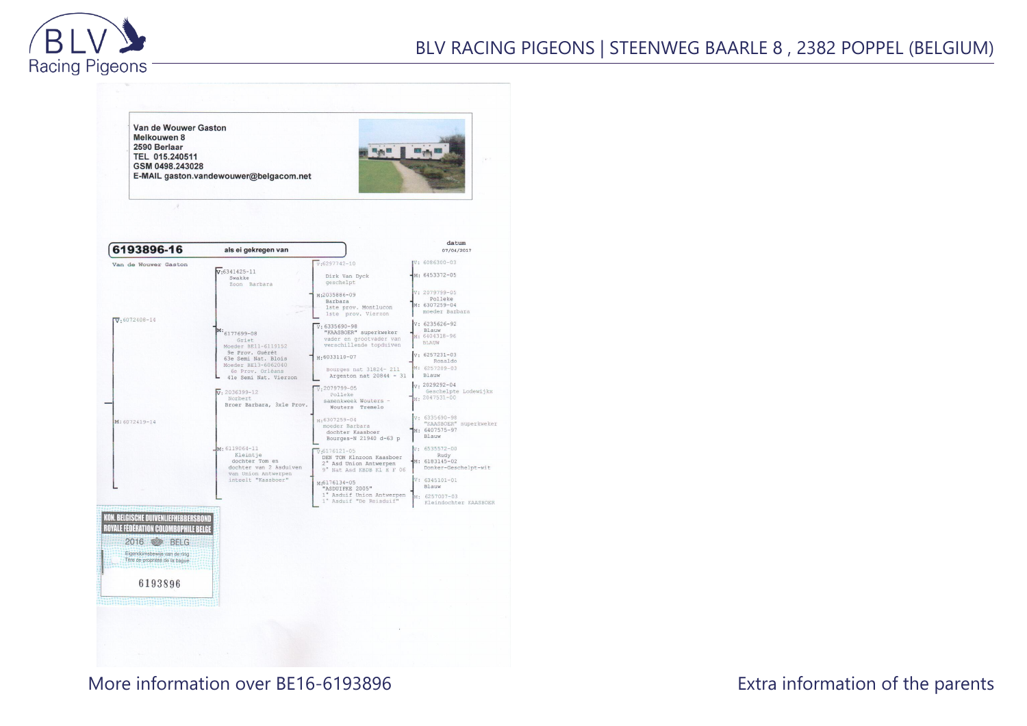Van de Wouwer Gaston
Melkouwen 8
2590 Berlaar
TEL 015.240511
GSM 0498.243028
E-MAIL gaston.vandewouwer@belgacom.net

**6193896-16** als ei gekregen van

Van de Wouwer Gaston

datum 07/04/2017

V: 6072408-14

- V: 6341425-11 Swakke Zoon Barbara
  - V: 6297742-10 Dirk Van Dyck geschelpt
    - V: 6086300-03
    - M: 6453372-05
  - M: 2035886-09 Barbara 1ste prov. Montlucon 1ste prov. Vierzon
    - V: 2079799-05 Polleke
    - M: 6307259-04 moeder Barbara
- M: 6177699-08 Griet Moeder BE11-6119152 9e Prov. Guéret 63e Semi Nat. Blois Moeder BE13-6062040 6e Prov. Orléans 41e Semi Nat. Vierzon
  - V: 6335690-98 "KAASBOER" superkweker vader en grootvader van verschillende topduiven
    - V: 6235626-92 Blauw
    - M: 6404318-96 BLAUW
  - M: 6033110-07 Bourges nat 31824- 211 Argenton nat 20844 - 31
    - V: 6257231-03 Ronaldo
    - M: 6257209-03 Blauw

M: 6072419-14

- V: 2036399-12 Norbert Broer Barbara, 3xle Prov.
  - V: 2079799-05 Polleke samenkweek Wouters - Wouters Tremelo
    - V: 2029292-04 Geschelpte Lodewijkx
    - M: 2047531-00
  - M: 6307259-04 moeder Barbara dochter Kaasboer Bourges-N 21940 d-63 p
    - V: 6335690-98 "KAASBOER" superkweker
    - M: 6407575-97 Blauw
- M: 6119064-11 Kleintje dochter Tom en dochter van 2 Asduiven van Union Antwerpen inteelt "Kaasboer"
  - V: 6176121-05 DEN TOM Kleinzoon Kaasboer 2° Asd Union Antwerpen 9° Nat Asd KBDB KL H F 06
    - V: 6535572-00 Rudy
    - M: 6183145-02 Donker-Geschelpt-wit
  - M: 6176134-05 "ASDUIFKE 2005" 1° Asduif Union Antwerpen 1° Asduif "De Reisduif"
    - V: 6345101-01 Blauw
    - M: 6257007-03 Kleindochter KAASBOER

KON. BELGISCHE DUIVENLIEFHEBBERSBOND
ROYALE FÉDÉRATION COLOMBOPHILE BELGE
2016 BELG
Eigendomsbewijs van de ring
Titre de propriété de la bague
6193896

More information over BE16-6193896

Extra information of the parents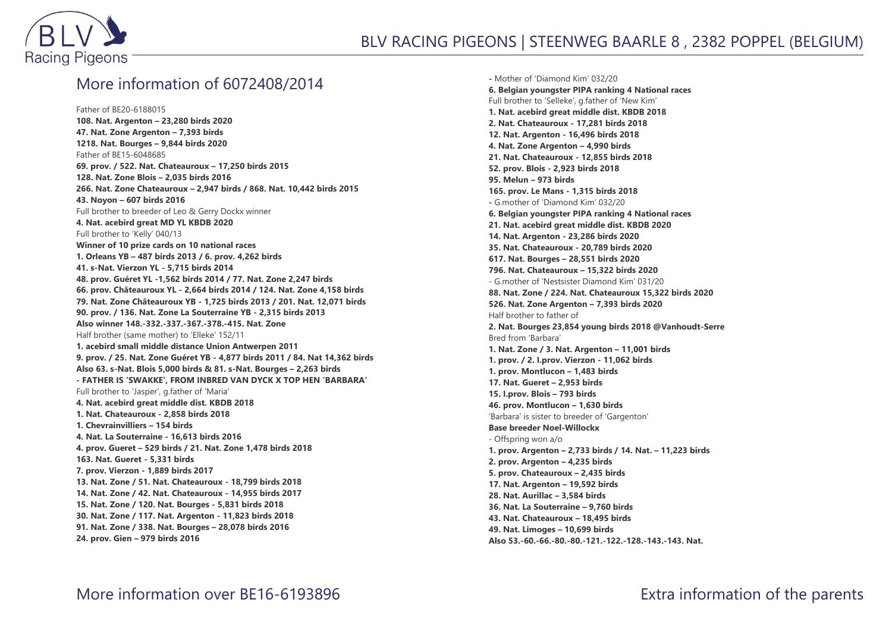## More information of 6072408/2014

Father of BE20-6188015
**108. Nat. Argenton – 23,280 birds 2020**
**47. Nat. Zone Argenton – 7,393 birds**
**1218. Nat. Bourges – 9,844 birds 2020**
Father of BE15-6048685
**69. prov. / 522. Nat. Chateauroux – 17,250 birds 2015**
**128. Nat. Zone Blois – 2,035 birds 2016**
**266. Nat. Zone Chateauroux – 2,947 birds / 868. Nat. 10,442 birds 2015**
**43. Noyon – 607 birds 2016**
Full brother to breeder of Leo & Gerry Dockx winner
**4. Nat. acebird great MD YL KBDB 2020**
Full brother to 'Kelly' 040/13
**Winner of 10 prize cards on 10 national races**
**1. Orleans YB – 487 birds 2013 / 6. prov. 4,262 birds**
**41. s-Nat. Vierzon YL - 5,715 birds 2014**
**48. prov. Guéret YL -1,562 birds 2014 / 77. Nat. Zone 2,247 birds**
**66. prov. Châteauroux YL - 2,664 birds 2014 / 124. Nat. Zone 4,158 birds**
**79. Nat. Zone Châteauroux YB - 1,725 birds 2013 / 201. Nat. 12,071 birds**
**90. prov. / 136. Nat. Zone La Souterraine YB - 2,315 birds 2013**
**Also winner 148.-332.-337.-367.-378.-415. Nat. Zone**
Half brother (same mother) to 'Elleke' 152/11
**1. acebird small middle distance Union Antwerpen 2011**
**9. prov. / 25. Nat. Zone Guéret YB - 4,877 birds 2011 / 84. Nat 14,362 birds**
**Also 63. s-Nat. Blois 5,000 birds & 81. s-Nat. Bourges – 2,263 birds**
**- FATHER IS 'SWAKKE', FROM INBRED VAN DYCK X TOP HEN 'BARBARA'**
Full brother to 'Jasper', g.father of 'Maria'
**4. Nat. acebird great middle dist. KBDB 2018**
**1. Nat. Chateauroux - 2,858 birds 2018**
**1. Chevrainvilliers – 154 birds**
**4. Nat. La Souterraine - 16,613 birds 2016**
**4. prov. Gueret – 529 birds / 21. Nat. Zone 1,478 birds 2018**
**163. Nat. Gueret - 5,331 birds**
**7. prov. Vierzon - 1,889 birds 2017**
**13. Nat. Zone / 51. Nat. Chateauroux - 18,799 birds 2018**
**14. Nat. Zone / 42. Nat. Chateauroux - 14,955 birds 2017**
**15. Nat. Zone / 120. Nat. Bourges - 5,831 birds 2018**
**30. Nat. Zone / 117. Nat. Argenton - 11,823 birds 2018**
**91. Nat. Zone / 338. Nat. Bourges – 28,078 birds 2016**
**24. prov. Gien – 979 birds 2016**

- Mother of 'Diamond Kim' 032/20
**6. Belgian youngster PIPA ranking 4 National races**
Full brother to 'Selleke', g.father of 'New Kim'
**1. Nat. acebird great middle dist. KBDB 2018**
**2. Nat. Chateauroux - 17,281 birds 2018**
**12. Nat. Argenton - 16,496 birds 2018**
**4. Nat. Zone Argenton – 4,990 birds**
**21. Nat. Chateauroux - 12,855 birds 2018**
**52. prov. Blois - 2,923 birds 2018**
**95. Melun – 973 birds**
**165. prov. Le Mans - 1,315 birds 2018**
- G.mother of 'Diamond Kim' 032/20
**6. Belgian youngster PIPA ranking 4 National races**
**21. Nat. acebird great middle dist. KBDB 2020**
**14. Nat. Argenton - 23,286 birds 2020**
**35. Nat. Chateauroux - 20,789 birds 2020**
**617. Nat. Bourges – 28,551 birds 2020**
**796. Nat. Chateauroux – 15,322 birds 2020**
- G.mother of 'Nestsister Diamond Kim' 031/20
**88. Nat. Zone / 224. Nat. Chateauroux 15,322 birds 2020**
**526. Nat. Zone Argenton – 7,393 birds 2020**
Half brother to father of
**2. Nat. Bourges 23,854 young birds 2018 @Vanhoudt-Serre**
Bred from 'Barbara'
**1. Nat. Zone / 3. Nat. Argenton – 11,001 birds**
**1. prov. / 2. I.prov. Vierzon - 11,062 birds**
**1. prov. Montlucon – 1,483 birds**
**17. Nat. Gueret – 2,953 birds**
**15. I.prov. Blois – 793 birds**
**46. prov. Montlucon – 1,630 birds**
'Barbara' is sister to breeder of 'Gargenton'
**Base breeder Noel-Willockx**
- Offspring won a/o
**1. prov. Argenton – 2,733 birds / 14. Nat. – 11,223 birds**
**2. prov. Argenton – 4,235 birds**
**5. prov. Chateauroux – 2,435 birds**
**17. Nat. Argenton – 19,592 birds**
**28. Nat. Aurillac – 3,584 birds**
**36. Nat. La Souterraine – 9,760 birds**
**43. Nat. Chateauroux – 18,495 birds**
**49. Nat. Limoges – 10,699 birds**
**Also 53.-60.-66.-80.-80.-121.-122.-128.-143.-143. Nat.**

More information over BE16-6193896

Extra information of the parents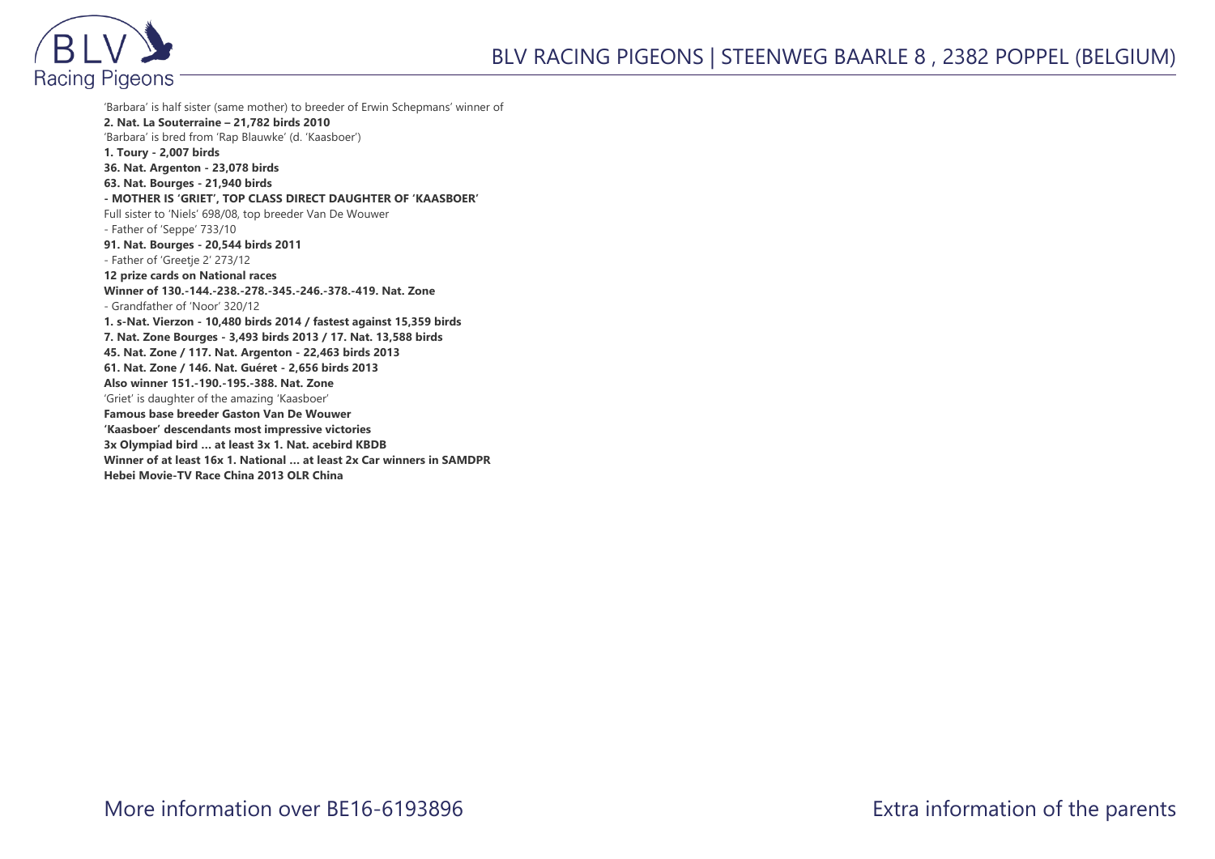'Barbara' is half sister (same mother) to breeder of Erwin Schepmans' winner of
**2. Nat. La Souterraine – 21,782 birds 2010**
'Barbara' is bred from 'Rap Blauwke' (d. 'Kaasboer')
**1. Toury - 2,007 birds**
**36. Nat. Argenton - 23,078 birds**
**63. Nat. Bourges - 21,940 birds**
**- MOTHER IS 'GRIET', TOP CLASS DIRECT DAUGHTER OF 'KAASBOER'**
Full sister to 'Niels' 698/08, top breeder Van De Wouwer
- Father of 'Seppe' 733/10
**91. Nat. Bourges - 20,544 birds 2011**
- Father of 'Greetje 2' 273/12
**12 prize cards on National races**
**Winner of 130.-144.-238.-278.-345.-246.-378.-419. Nat. Zone**
- Grandfather of 'Noor' 320/12
**1. s-Nat. Vierzon - 10,480 birds 2014 / fastest against 15,359 birds**
**7. Nat. Zone Bourges - 3,493 birds 2013 / 17. Nat. 13,588 birds**
**45. Nat. Zone / 117. Nat. Argenton - 22,463 birds 2013**
**61. Nat. Zone / 146. Nat. Guéret - 2,656 birds 2013**
**Also winner 151.-190.-195.-388. Nat. Zone**
'Griet' is daughter of the amazing 'Kaasboer'
**Famous base breeder Gaston Van De Wouwer**
**'Kaasboer' descendants most impressive victories**
**3x Olympiad bird ... at least 3x 1. Nat. acebird KBDB**
**Winner of at least 16x 1. National ... at least 2x Car winners in SAMDPR**
**Hebei Movie-TV Race China 2013 OLR China**

More information over BE16-6193896

Extra information of the parents